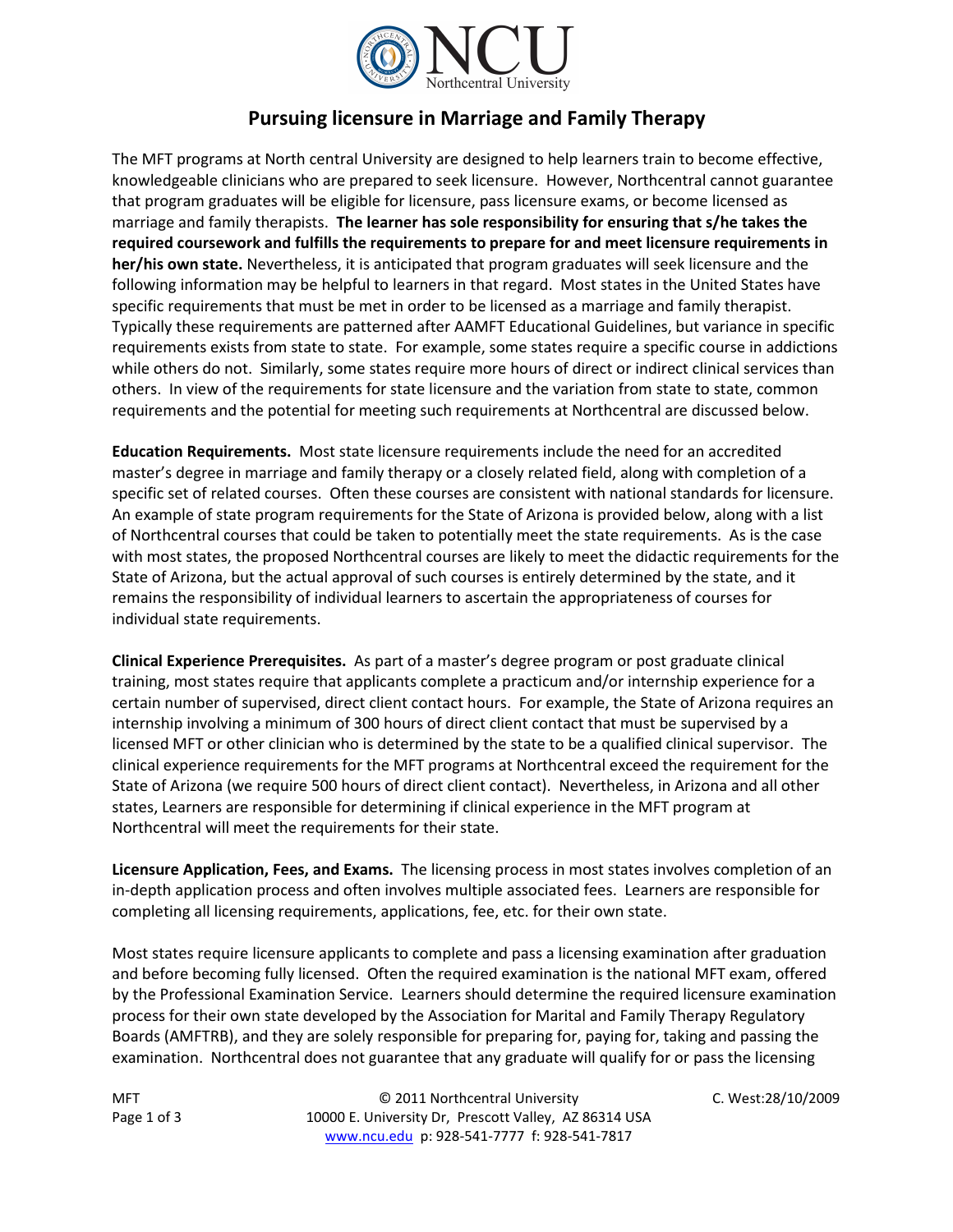# Pursuing licensure in Marriage and Family Therapy

The MFT programs at North central University are designed to help learners train to become effective, knowledgeable clinicians who are prepared to seek licensure. However, Northcentral cannot guarantee that program graduates will be eligible for licensure, pass licensure exams, or become licensed as marriage and family therapists. **The learner has sole responsibility for ensuring that s/he takes the required coursework and fulfills the requirements to prepare for and meet licensure requirements in her/his own state.** Nevertheless, it is anticipated that program graduates will seek licensure and the following information may be helpful to learners in that regard. Most states in the United States have specific requirements that must be met in order to be licensed as a marriage and family therapist. Typically these requirements are patterned after AAMFT Educational Guidelines, but variance in specific requirements exists from state to state. For example, some states require a specific course in addictions while others do not. Similarly, some states require more hours of direct or indirect clinical services than others. In view of the requirements for state licensure and the variation from state to state, common requirements and the potential for meeting such requirements at Northcentral are discussed below.

**Education Requirements.** Most state licensure requirements include the need for an accredited master's degree in marriage and family therapy or a closely related field, along with completion of a specific set of related courses. Often these courses are consistent with national standards for licensure. An example of state program requirements for the State of Arizona is provided below, along with a list of Northcentral courses that could be taken to potentially meet the state requirements. As is the case with most states, the proposed Northcentral courses are likely to meet the didactic requirements for the State of Arizona, but the actual approval of such courses is entirely determined by the state, and it remains the responsibility of individual learners to ascertain the appropriateness of courses for individual state requirements.

**Clinical Experience Prerequisites.** As part of a master's degree program or post graduate clinical training, most states require that applicants complete a practicum and/or internship experience for a certain number of supervised, direct client contact hours. For example, the State of Arizona requires an internship involving a minimum of 300 hours of direct client contact that must be supervised by a licensed MFT or other clinician who is determined by the state to be a qualified clinical supervisor. The clinical experience requirements for the MFT programs at Northcentral exceed the requirement for the State of Arizona (we require 500 hours of direct client contact). Nevertheless, in Arizona and all other states, Learners are responsible for determining if clinical experience in the MFT program at Northcentral will meet the requirements for their state.

**Licensure Application, Fees, and Exams.** The licensing process in most states involves completion of an in-depth application process and often involves multiple associated fees. Learners are responsible for completing all licensing requirements, applications, fee, etc. for their own state.

Most states require licensure applicants to complete and pass a licensing examination after graduation and before becoming fully licensed. Often the required examination is the national MFT exam, offered by the Professional Examination Service. Learners should determine the required licensure examination process for their own state developed by the Association for Marital and Family Therapy Regulatory Boards (AMFTRB), and they are solely responsible for preparing for, paying for, taking and passing the examination. Northcentral does not guarantee that any graduate will qualify for or pass the licensing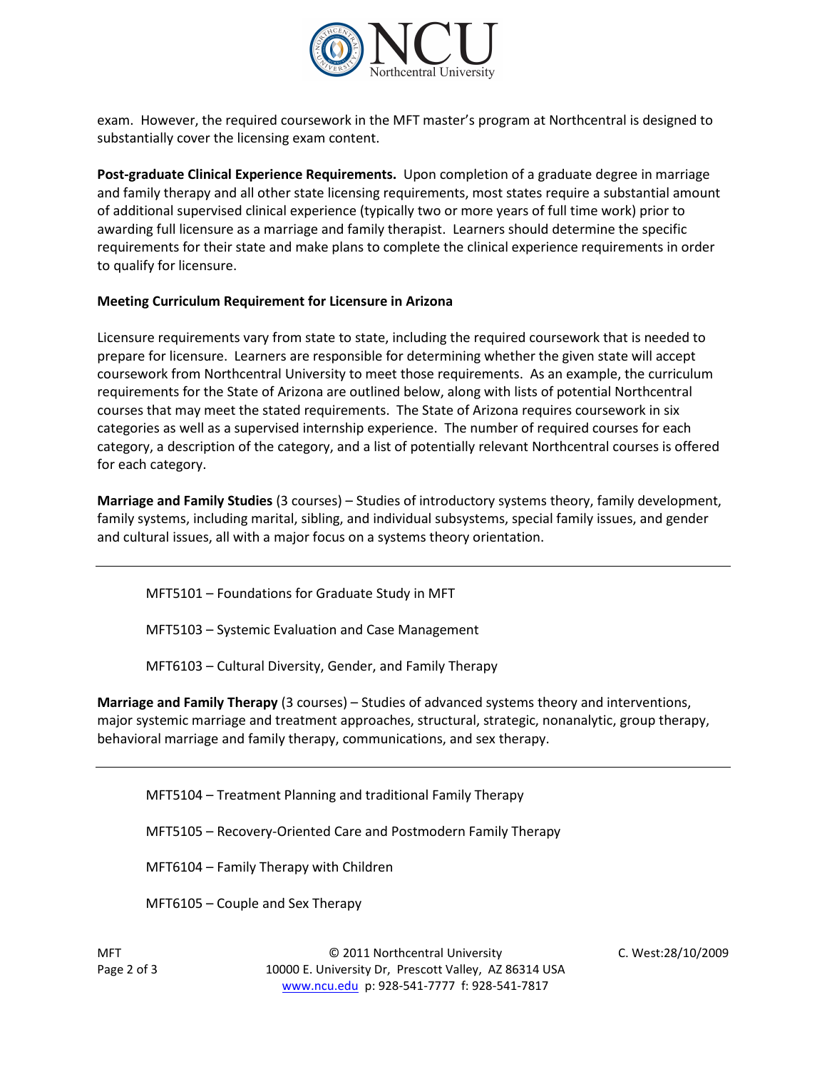exam. However, the required coursework in the MFT master's program at Northcentral is designed to substantially cover the licensing exam content.

**Post-graduate Clinical Experience Requirements.** Upon completion of a graduate degree in marriage and family therapy and all other state licensing requirements, most states require a substantial amount of additional supervised clinical experience (typically two or more years of full time work) prior to awarding full licensure as a marriage and family therapist. Learners should determine the specific requirements for their state and make plans to complete the clinical experience requirements in order to qualify for licensure.

**Meeting Curriculum Requirement for Licensure in Arizona**

Licensure requirements vary from state to state, including the required coursework that is needed to prepare for licensure. Learners are responsible for determining whether the given state will accept coursework from Northcentral University to meet those requirements. As an example, the curriculum requirements for the State of Arizona are outlined below, along with lists of potential Northcentral courses that may meet the stated requirements. The State of Arizona requires coursework in six categories as well as a supervised internship experience. The number of required courses for each category, a description of the category, and a list of potentially relevant Northcentral courses is offered for each category.

**Marriage and Family Studies** (3 courses) – Studies of introductory systems theory, family development, family systems, including marital, sibling, and individual subsystems, special family issues, and gender and cultural issues, all with a major focus on a systems theory orientation.

---

MFT5101 – Foundations for Graduate Study in MFT

MFT5103 – Systemic Evaluation and Case Management

MFT6103 – Cultural Diversity, Gender, and Family Therapy

**Marriage and Family Therapy** (3 courses) – Studies of advanced systems theory and interventions, major systemic marriage and treatment approaches, structural, strategic, nonanalytic, group therapy, behavioral marriage and family therapy, communications, and sex therapy.

---

MFT5104 – Treatment Planning and traditional Family Therapy

MFT5105 – Recovery-Oriented Care and Postmodern Family Therapy

MFT6104 – Family Therapy with Children

MFT6105 – Couple and Sex Therapy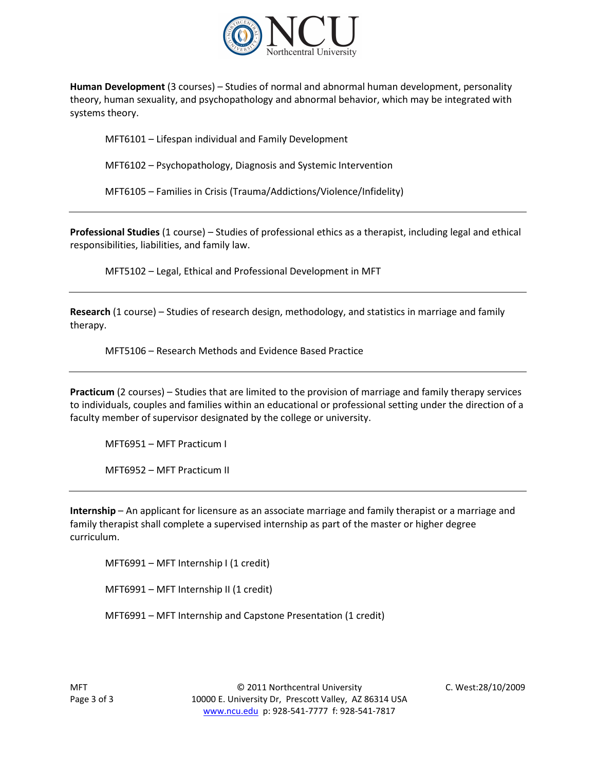**Human Development** (3 courses) – Studies of normal and abnormal human development, personality theory, human sexuality, and psychopathology and abnormal behavior, which may be integrated with systems theory.

MFT6101 – Lifespan individual and Family Development

MFT6102 – Psychopathology, Diagnosis and Systemic Intervention

MFT6105 – Families in Crisis (Trauma/Addictions/Violence/Infidelity)

---

**Professional Studies** (1 course) – Studies of professional ethics as a therapist, including legal and ethical responsibilities, liabilities, and family law.

MFT5102 – Legal, Ethical and Professional Development in MFT

---

**Research** (1 course) – Studies of research design, methodology, and statistics in marriage and family therapy.

MFT5106 – Research Methods and Evidence Based Practice

---

**Practicum** (2 courses) – Studies that are limited to the provision of marriage and family therapy services to individuals, couples and families within an educational or professional setting under the direction of a faculty member of supervisor designated by the college or university.

MFT6951 – MFT Practicum I

MFT6952 – MFT Practicum II

---

**Internship** – An applicant for licensure as an associate marriage and family therapist or a marriage and family therapist shall complete a supervised internship as part of the master or higher degree curriculum.

MFT6991 – MFT Internship I (1 credit)

MFT6991 – MFT Internship II (1 credit)

MFT6991 – MFT Internship and Capstone Presentation (1 credit)